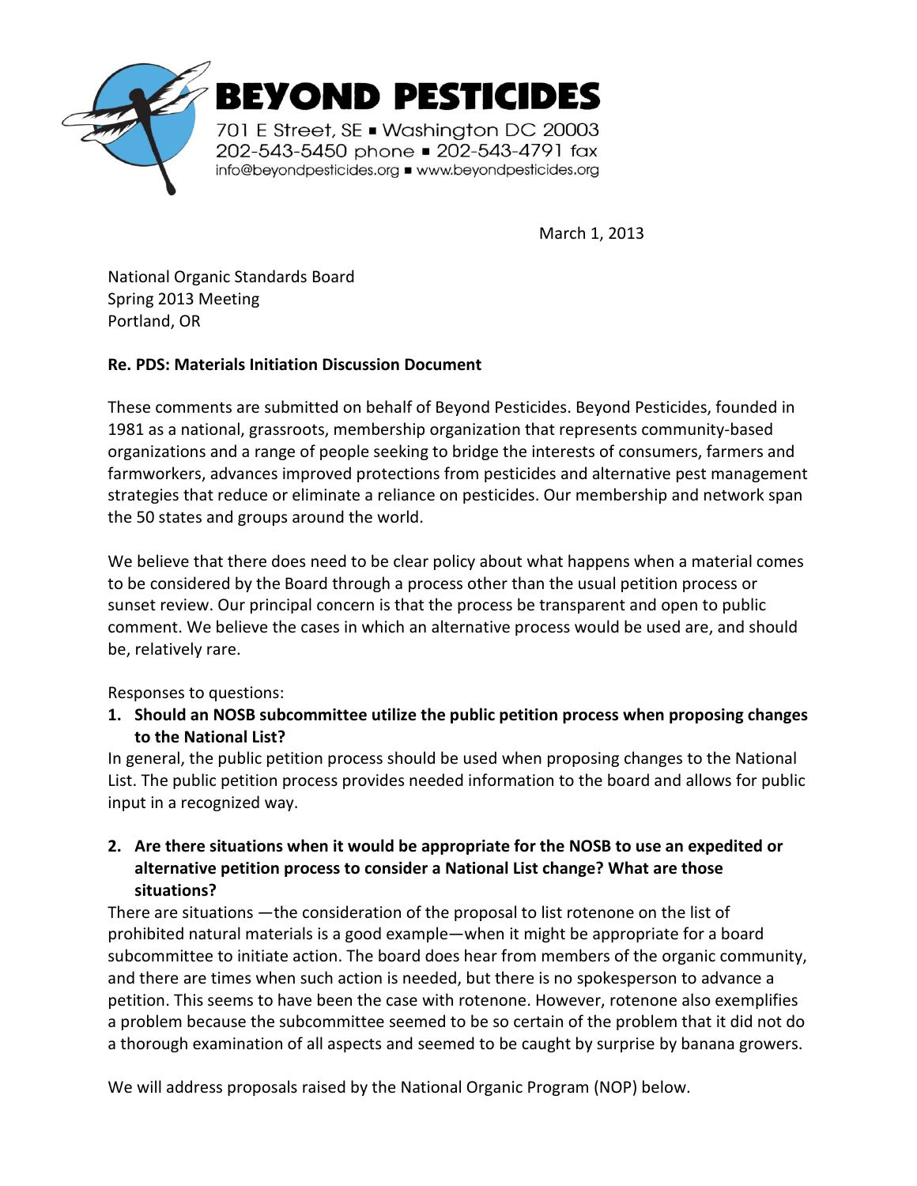**BEYOND PESTICIDES**

701 E Street, SE ▪ Washington DC 20003
202-543-5450 phone ▪ 202-543-4791 fax
info@beyondpesticides.org ▪ www.beyondpesticides.org

March 1, 2013

National Organic Standards Board
Spring 2013 Meeting
Portland, OR

**Re. PDS: Materials Initiation Discussion Document**

These comments are submitted on behalf of Beyond Pesticides. Beyond Pesticides, founded in 1981 as a national, grassroots, membership organization that represents community-based organizations and a range of people seeking to bridge the interests of consumers, farmers and farmworkers, advances improved protections from pesticides and alternative pest management strategies that reduce or eliminate a reliance on pesticides. Our membership and network span the 50 states and groups around the world.

We believe that there does need to be clear policy about what happens when a material comes to be considered by the Board through a process other than the usual petition process or sunset review. Our principal concern is that the process be transparent and open to public comment. We believe the cases in which an alternative process would be used are, and should be, relatively rare.

Responses to questions:

1. **Should an NOSB subcommittee utilize the public petition process when proposing changes to the National List?**

In general, the public petition process should be used when proposing changes to the National List. The public petition process provides needed information to the board and allows for public input in a recognized way.

2. **Are there situations when it would be appropriate for the NOSB to use an expedited or alternative petition process to consider a National List change? What are those situations?**

There are situations —the consideration of the proposal to list rotenone on the list of prohibited natural materials is a good example—when it might be appropriate for a board subcommittee to initiate action. The board does hear from members of the organic community, and there are times when such action is needed, but there is no spokesperson to advance a petition. This seems to have been the case with rotenone. However, rotenone also exemplifies a problem because the subcommittee seemed to be so certain of the problem that it did not do a thorough examination of all aspects and seemed to be caught by surprise by banana growers.

We will address proposals raised by the National Organic Program (NOP) below.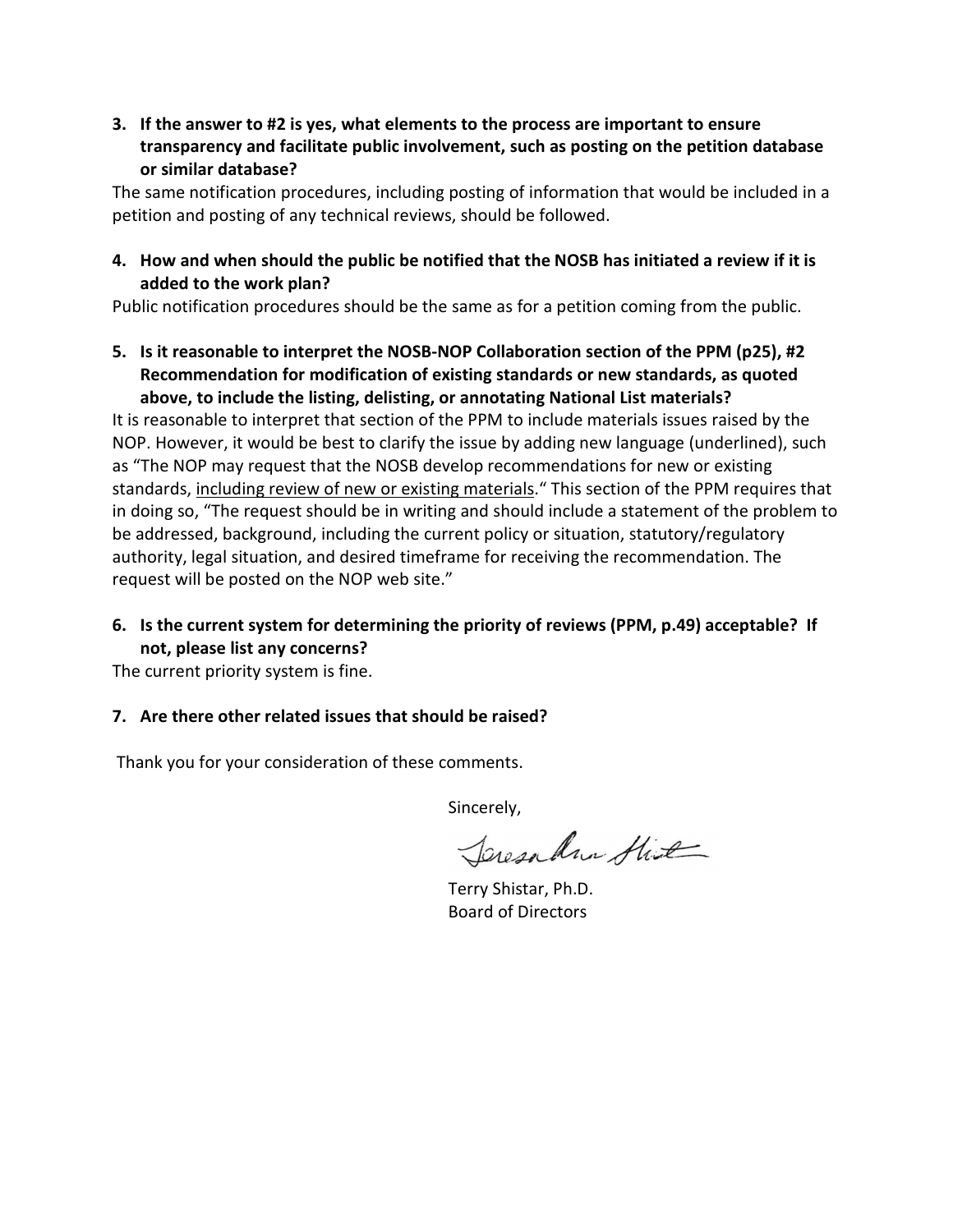3. **If the answer to #2 is yes, what elements to the process are important to ensure transparency and facilitate public involvement, such as posting on the petition database or similar database?**

The same notification procedures, including posting of information that would be included in a petition and posting of any technical reviews, should be followed.

4. **How and when should the public be notified that the NOSB has initiated a review if it is added to the work plan?**

Public notification procedures should be the same as for a petition coming from the public.

5. **Is it reasonable to interpret the NOSB-NOP Collaboration section of the PPM (p25), #2 Recommendation for modification of existing standards or new standards, as quoted above, to include the listing, delisting, or annotating National List materials?**

It is reasonable to interpret that section of the PPM to include materials issues raised by the NOP. However, it would be best to clarify the issue by adding new language (underlined), such as "The NOP may request that the NOSB develop recommendations for new or existing standards, <u>including review of new or existing materials</u>." This section of the PPM requires that in doing so, "The request should be in writing and should include a statement of the problem to be addressed, background, including the current policy or situation, statutory/regulatory authority, legal situation, and desired timeframe for receiving the recommendation. The request will be posted on the NOP web site."

6. **Is the current system for determining the priority of reviews (PPM, p.49) acceptable? If not, please list any concerns?**

The current priority system is fine.

7. **Are there other related issues that should be raised?**

Thank you for your consideration of these comments.

Sincerely,

Terry Shistar, Ph.D.
Board of Directors